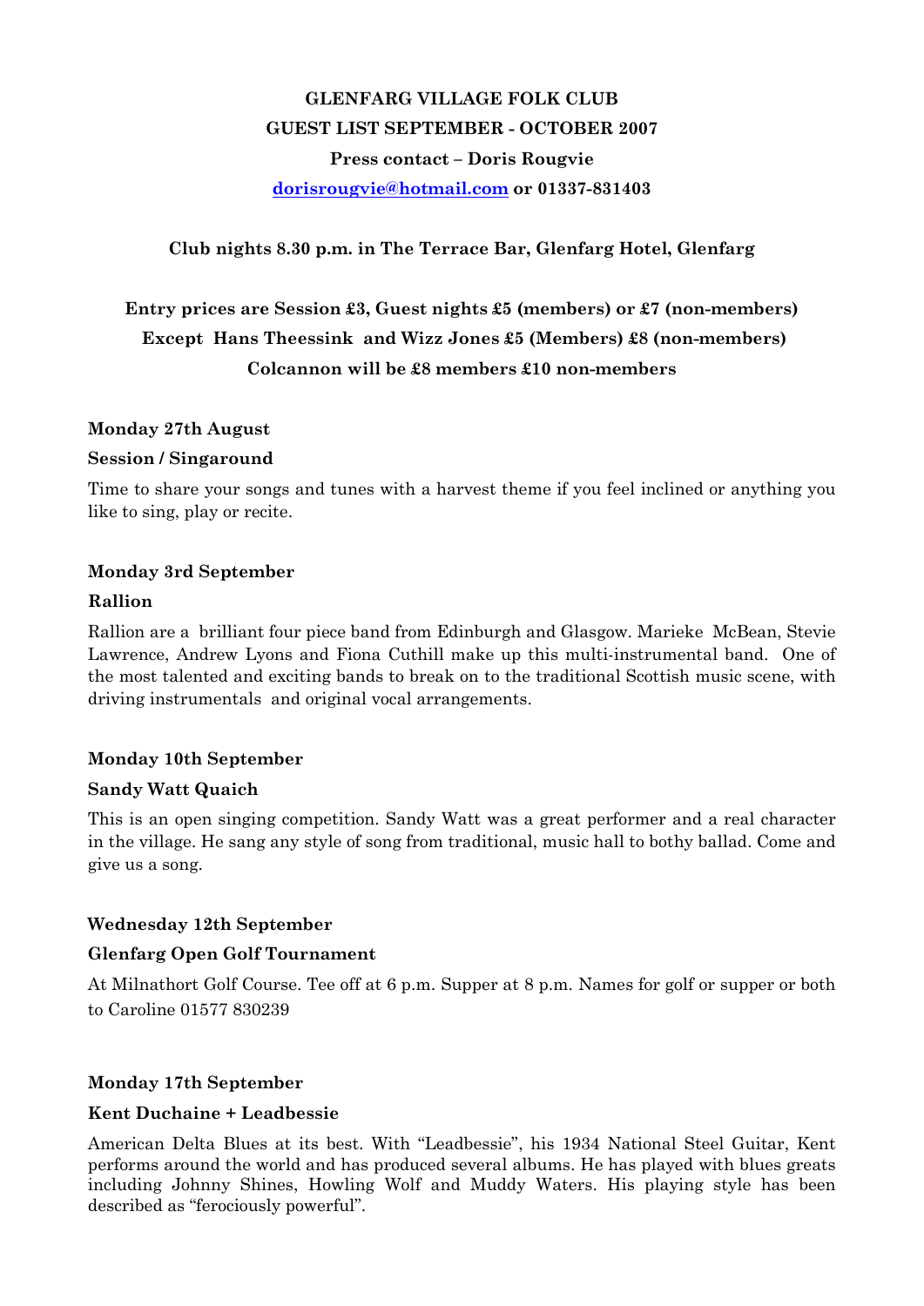# GLENFARG VILLAGE FOLK CLUB

## GUEST LIST SEPTEMBER - OCTOBER 2007

**Press contact – Doris Rougvie**

**dorisrougvie@hotmail.com or 01337-831403**

**Club nights 8.30 p.m. in The Terrace Bar, Glenfarg Hotel, Glenfarg**

**Entry prices are Session £3, Guest nights £5 (members) or £7 (non-members)**
**Except Hans Theessink and Wizz Jones £5 (Members) £8 (non-members)**
**Colcannon will be £8 members £10 non-members**

**Monday 27th August**

**Session / Singaround**

Time to share your songs and tunes with a harvest theme if you feel inclined or anything you like to sing, play or recite.

**Monday 3rd September**

**Rallion**

Rallion are a brilliant four piece band from Edinburgh and Glasgow. Marieke McBean, Stevie Lawrence, Andrew Lyons and Fiona Cuthill make up this multi-instrumental band. One of the most talented and exciting bands to break on to the traditional Scottish music scene, with driving instrumentals and original vocal arrangements.

**Monday 10th September**

**Sandy Watt Quaich**

This is an open singing competition. Sandy Watt was a great performer and a real character in the village. He sang any style of song from traditional, music hall to bothy ballad. Come and give us a song.

**Wednesday 12th September**

**Glenfarg Open Golf Tournament**

At Milnathort Golf Course. Tee off at 6 p.m. Supper at 8 p.m. Names for golf or supper or both to Caroline 01577 830239

**Monday 17th September**

**Kent Duchaine + Leadbessie**

American Delta Blues at its best. With "Leadbessie", his 1934 National Steel Guitar, Kent performs around the world and has produced several albums. He has played with blues greats including Johnny Shines, Howling Wolf and Muddy Waters. His playing style has been described as "ferociously powerful".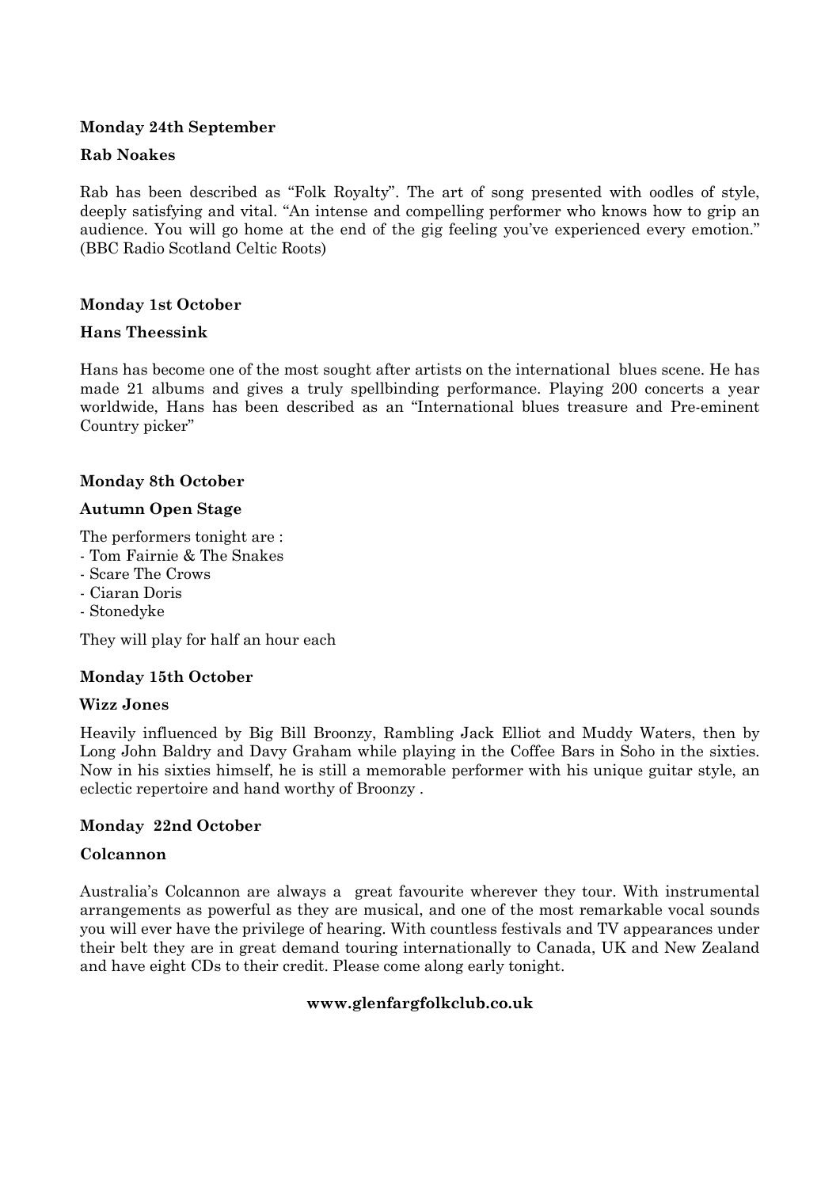**Monday 24th September**

**Rab Noakes**

Rab has been described as "Folk Royalty". The art of song presented with oodles of style, deeply satisfying and vital. "An intense and compelling performer who knows how to grip an audience. You will go home at the end of the gig feeling you've experienced every emotion." (BBC Radio Scotland Celtic Roots)

**Monday 1st October**

**Hans Theessink**

Hans has become one of the most sought after artists on the international blues scene. He has made 21 albums and gives a truly spellbinding performance. Playing 200 concerts a year worldwide, Hans has been described as an "International blues treasure and Pre-eminent Country picker"

**Monday 8th October**

**Autumn Open Stage**

The performers tonight are :

- Tom Fairnie & The Snakes
- Scare The Crows
- Ciaran Doris
- Stonedyke

They will play for half an hour each

**Monday 15th October**

**Wizz Jones**

Heavily influenced by Big Bill Broonzy, Rambling Jack Elliot and Muddy Waters, then by Long John Baldry and Davy Graham while playing in the Coffee Bars in Soho in the sixties. Now in his sixties himself, he is still a memorable performer with his unique guitar style, an eclectic repertoire and hand worthy of Broonzy .

**Monday 22nd October**

**Colcannon**

Australia's Colcannon are always a great favourite wherever they tour. With instrumental arrangements as powerful as they are musical, and one of the most remarkable vocal sounds you will ever have the privilege of hearing. With countless festivals and TV appearances under their belt they are in great demand touring internationally to Canada, UK and New Zealand and have eight CDs to their credit. Please come along early tonight.

**www.glenfargfolkclub.co.uk**